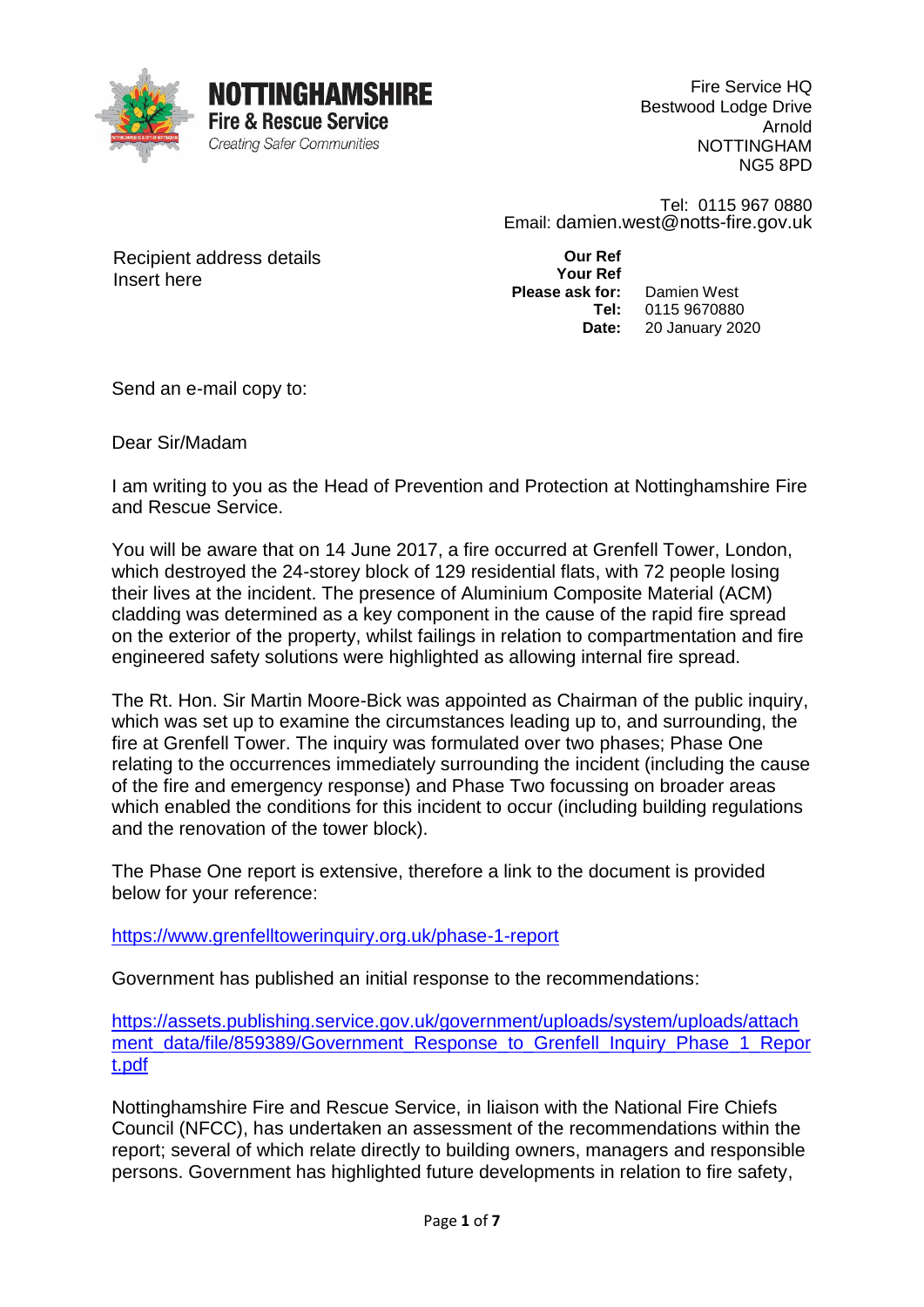**NOTTINGHAMSHIRE**
**Fire & Rescue Service**
*Creating Safer Communities*

Fire Service HQ
Bestwood Lodge Drive
Arnold
NOTTINGHAM
NG5 8PD

Tel: 0115 967 0880
Email: damien.west@notts-fire.gov.uk

Recipient address details
Insert here

**Our Ref**
**Your Ref**
**Please ask for:** Damien West
**Tel:** 0115 9670880
**Date:** 20 January 2020

Send an e-mail copy to:

Dear Sir/Madam

I am writing to you as the Head of Prevention and Protection at Nottinghamshire Fire and Rescue Service.

You will be aware that on 14 June 2017, a fire occurred at Grenfell Tower, London, which destroyed the 24-storey block of 129 residential flats, with 72 people losing their lives at the incident. The presence of Aluminium Composite Material (ACM) cladding was determined as a key component in the cause of the rapid fire spread on the exterior of the property, whilst failings in relation to compartmentation and fire engineered safety solutions were highlighted as allowing internal fire spread.

The Rt. Hon. Sir Martin Moore-Bick was appointed as Chairman of the public inquiry, which was set up to examine the circumstances leading up to, and surrounding, the fire at Grenfell Tower. The inquiry was formulated over two phases; Phase One relating to the occurrences immediately surrounding the incident (including the cause of the fire and emergency response) and Phase Two focussing on broader areas which enabled the conditions for this incident to occur (including building regulations and the renovation of the tower block).

The Phase One report is extensive, therefore a link to the document is provided below for your reference:

https://www.grenfelltowerinquiry.org.uk/phase-1-report

Government has published an initial response to the recommendations:

https://assets.publishing.service.gov.uk/government/uploads/system/uploads/attachment_data/file/859389/Government_Response_to_Grenfell_Inquiry_Phase_1_Report.pdf

Nottinghamshire Fire and Rescue Service, in liaison with the National Fire Chiefs Council (NFCC), has undertaken an assessment of the recommendations within the report; several of which relate directly to building owners, managers and responsible persons. Government has highlighted future developments in relation to fire safety,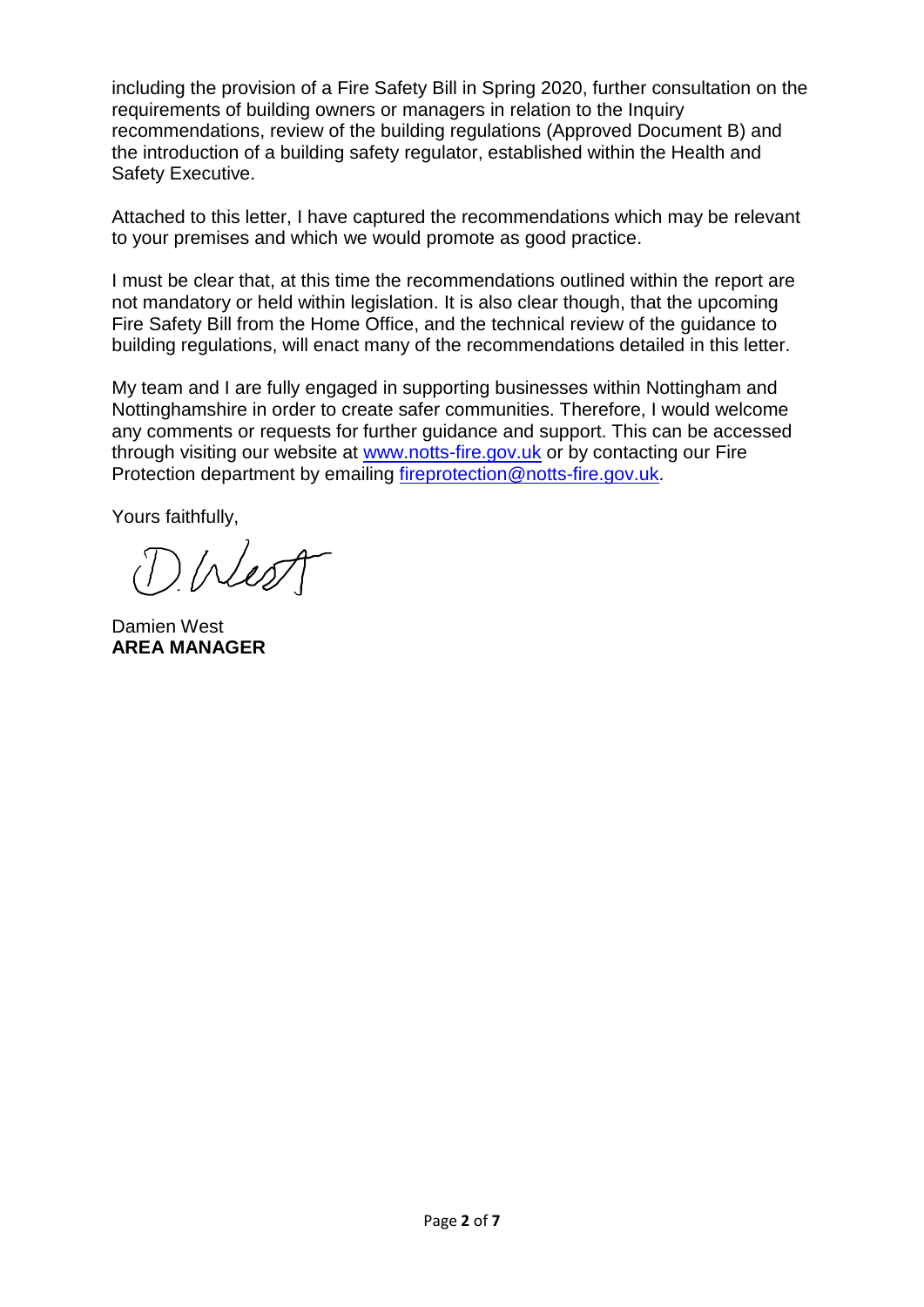including the provision of a Fire Safety Bill in Spring 2020, further consultation on the requirements of building owners or managers in relation to the Inquiry recommendations, review of the building regulations (Approved Document B) and the introduction of a building safety regulator, established within the Health and Safety Executive.

Attached to this letter, I have captured the recommendations which may be relevant to your premises and which we would promote as good practice.

I must be clear that, at this time the recommendations outlined within the report are not mandatory or held within legislation. It is also clear though, that the upcoming Fire Safety Bill from the Home Office, and the technical review of the guidance to building regulations, will enact many of the recommendations detailed in this letter.

My team and I are fully engaged in supporting businesses within Nottingham and Nottinghamshire in order to create safer communities. Therefore, I would welcome any comments or requests for further guidance and support. This can be accessed through visiting our website at [www.notts-fire.gov.uk](http://www.notts-fire.gov.uk) or by contacting our Fire Protection department by emailing [fireprotection@notts-fire.gov.uk](mailto:fireprotection@notts-fire.gov.uk).

Yours faithfully,

D West

Damien West
**AREA MANAGER**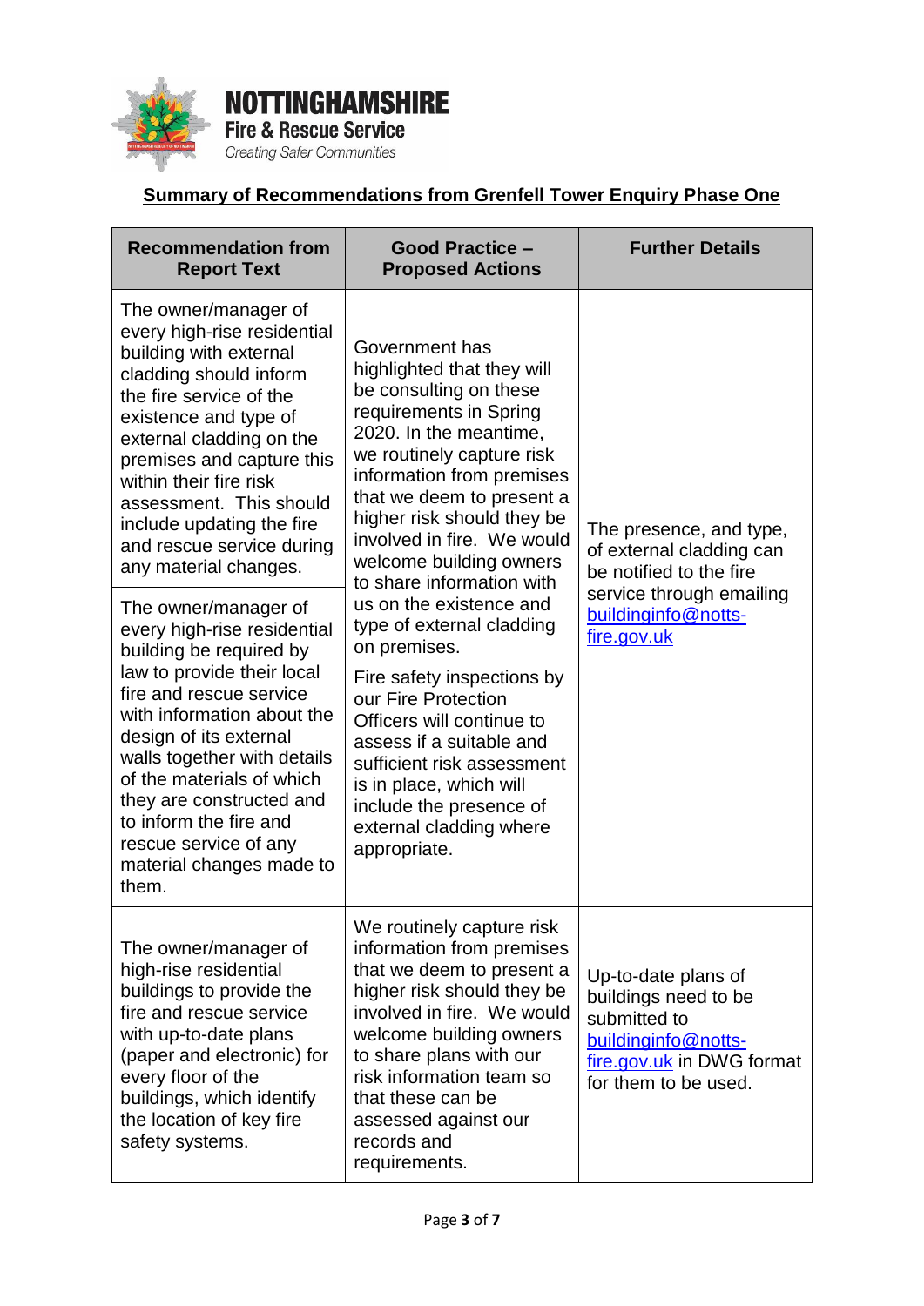**NOTTINGHAMSHIRE**
**Fire & Rescue Service**
*Creating Safer Communities*

## Summary of Recommendations from Grenfell Tower Enquiry Phase One

| Recommendation from Report Text | Good Practice – Proposed Actions | Further Details |
|---|---|---|
| The owner/manager of every high-rise residential building with external cladding should inform the fire service of the existence and type of external cladding on the premises and capture this within their fire risk assessment. This should include updating the fire and rescue service during any material changes. | Government has highlighted that they will be consulting on these requirements in Spring 2020. In the meantime, we routinely capture risk information from premises that we deem to present a higher risk should they be involved in fire. We would welcome building owners to share information with us on the existence and type of external cladding on premises. Fire safety inspections by our Fire Protection Officers will continue to assess if a suitable and sufficient risk assessment is in place, which will include the presence of external cladding where appropriate. | The presence, and type, of external cladding can be notified to the fire service through emailing buildinginfo@notts-fire.gov.uk |
| The owner/manager of every high-rise residential building be required by law to provide their local fire and rescue service with information about the design of its external walls together with details of the materials of which they are constructed and to inform the fire and rescue service of any material changes made to them. | | |
| The owner/manager of high-rise residential buildings to provide the fire and rescue service with up-to-date plans (paper and electronic) for every floor of the buildings, which identify the location of key fire safety systems. | We routinely capture risk information from premises that we deem to present a higher risk should they be involved in fire. We would welcome building owners to share plans with our risk information team so that these can be assessed against our records and requirements. | Up-to-date plans of buildings need to be submitted to buildinginfo@notts-fire.gov.uk in DWG format for them to be used. |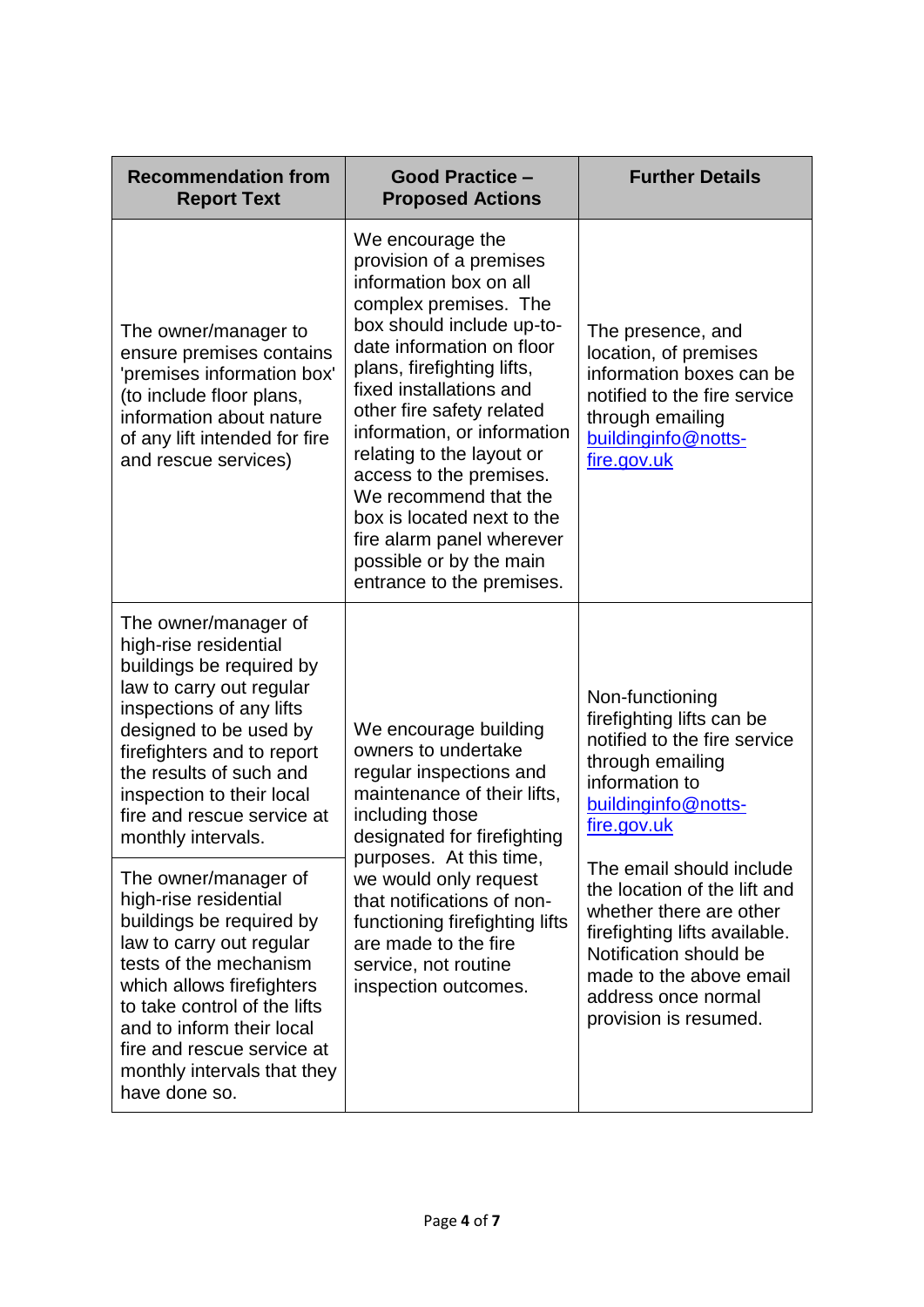| Recommendation from Report Text | Good Practice – Proposed Actions | Further Details |
|---|---|---|
| The owner/manager to ensure premises contains 'premises information box' (to include floor plans, information about nature of any lift intended for fire and rescue services) | We encourage the provision of a premises information box on all complex premises. The box should include up-to-date information on floor plans, firefighting lifts, fixed installations and other fire safety related information, or information relating to the layout or access to the premises. We recommend that the box is located next to the fire alarm panel wherever possible or by the main entrance to the premises. | The presence, and location, of premises information boxes can be notified to the fire service through emailing buildinginfo@notts-fire.gov.uk |
| The owner/manager of high-rise residential buildings be required by law to carry out regular inspections of any lifts designed to be used by firefighters and to report the results of such and inspection to their local fire and rescue service at monthly intervals. | We encourage building owners to undertake regular inspections and maintenance of their lifts, including those designated for firefighting purposes. At this time, we would only request that notifications of non-functioning firefighting lifts are made to the fire service, not routine inspection outcomes. | Non-functioning firefighting lifts can be notified to the fire service through emailing information to buildinginfo@notts-fire.gov.uk<br><br>The email should include the location of the lift and whether there are other firefighting lifts available. Notification should be made to the above email address once normal provision is resumed. |
| The owner/manager of high-rise residential buildings be required by law to carry out regular tests of the mechanism which allows firefighters to take control of the lifts and to inform their local fire and rescue service at monthly intervals that they have done so. | | |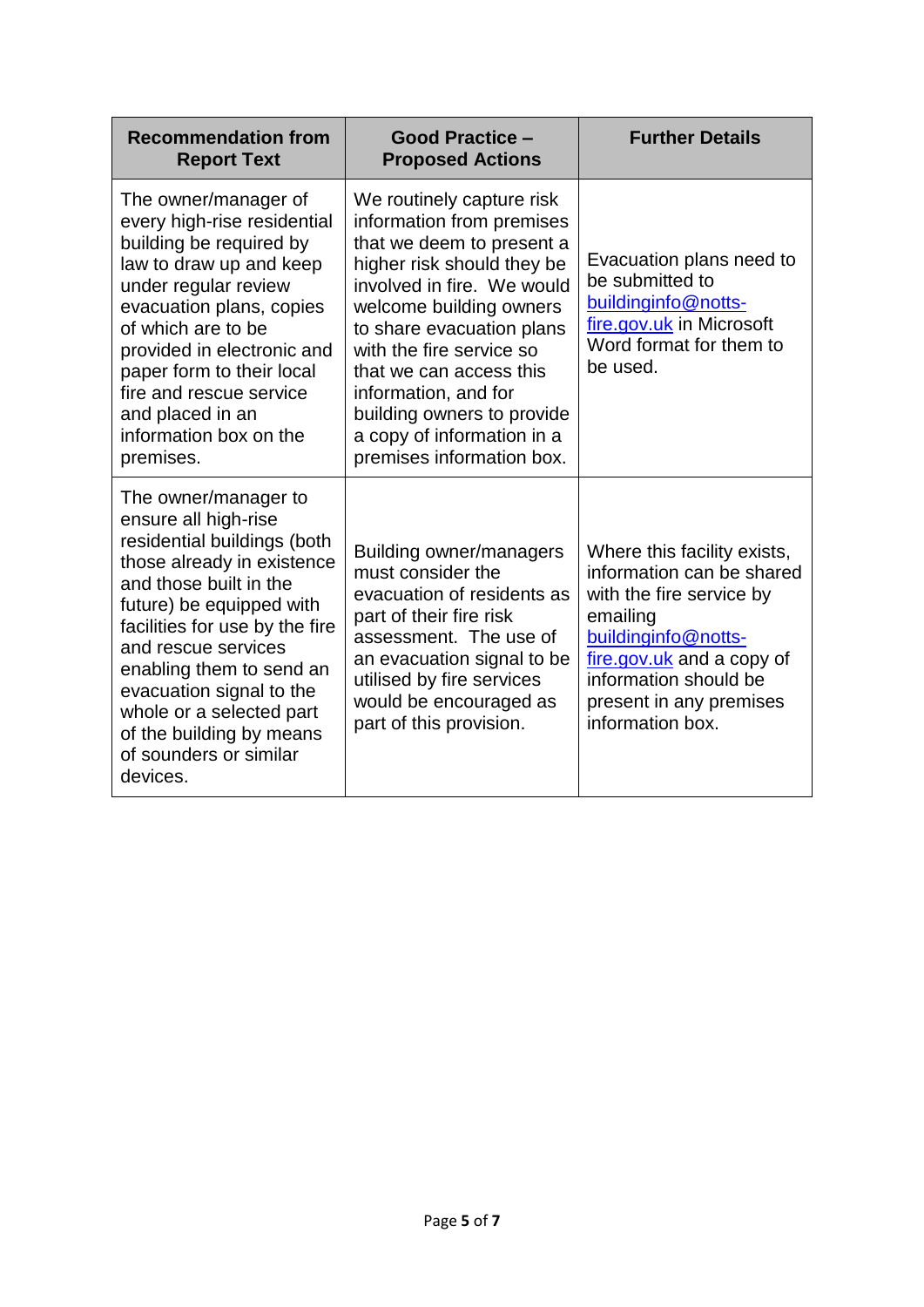| Recommendation from Report Text | Good Practice – Proposed Actions | Further Details |
| --- | --- | --- |
| The owner/manager of every high-rise residential building be required by law to draw up and keep under regular review evacuation plans, copies of which are to be provided in electronic and paper form to their local fire and rescue service and placed in an information box on the premises. | We routinely capture risk information from premises that we deem to present a higher risk should they be involved in fire. We would welcome building owners to share evacuation plans with the fire service so that we can access this information, and for building owners to provide a copy of information in a premises information box. | Evacuation plans need to be submitted to buildinginfo@notts-fire.gov.uk in Microsoft Word format for them to be used. |
| The owner/manager to ensure all high-rise residential buildings (both those already in existence and those built in the future) be equipped with facilities for use by the fire and rescue services enabling them to send an evacuation signal to the whole or a selected part of the building by means of sounders or similar devices. | Building owner/managers must consider the evacuation of residents as part of their fire risk assessment. The use of an evacuation signal to be utilised by fire services would be encouraged as part of this provision. | Where this facility exists, information can be shared with the fire service by emailing buildinginfo@notts-fire.gov.uk and a copy of information should be present in any premises information box. |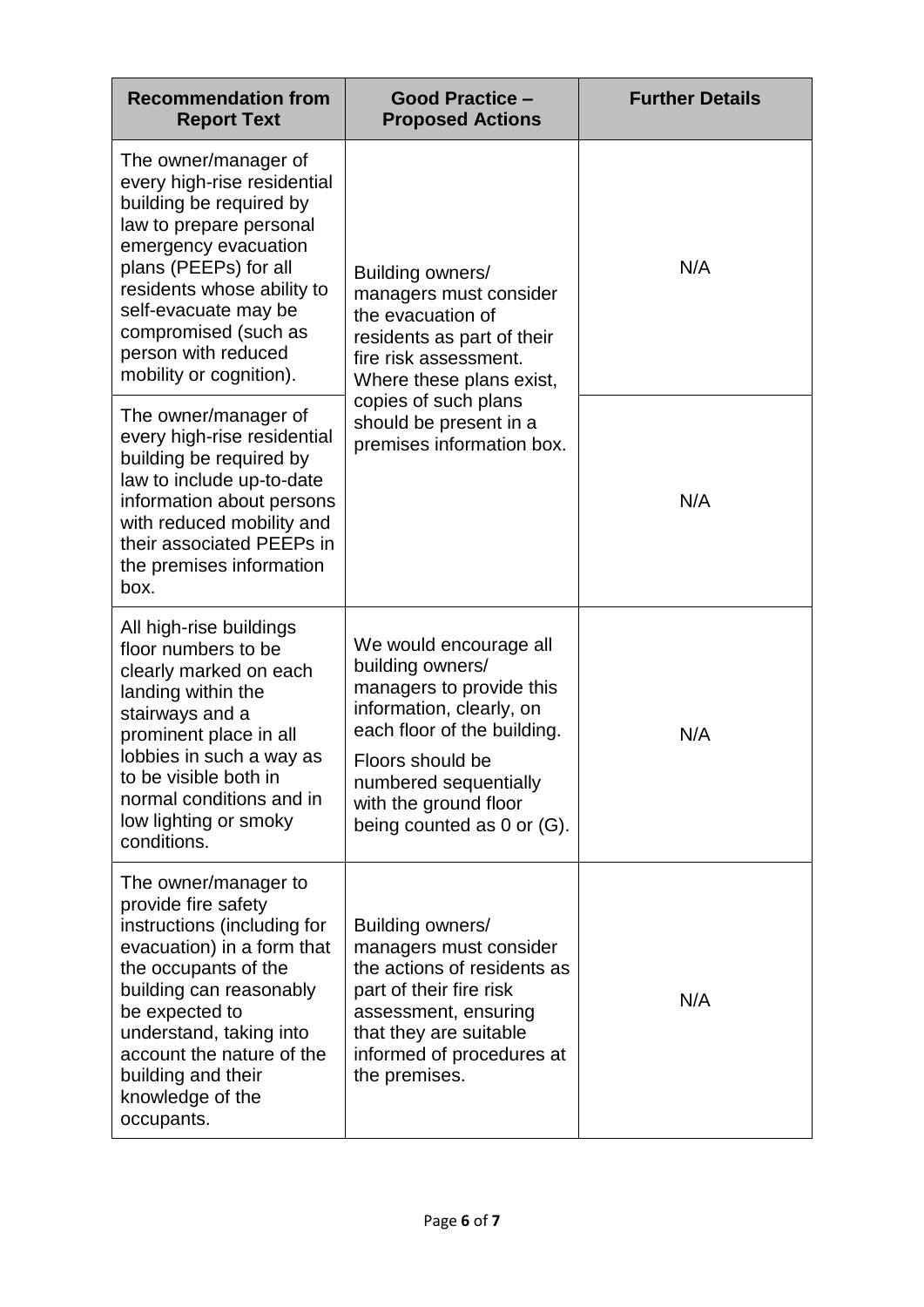| Recommendation from Report Text | Good Practice – Proposed Actions | Further Details |
| --- | --- | --- |
| The owner/manager of every high-rise residential building be required by law to prepare personal emergency evacuation plans (PEEPs) for all residents whose ability to self-evacuate may be compromised (such as person with reduced mobility or cognition). | Building owners/ managers must consider the evacuation of residents as part of their fire risk assessment. Where these plans exist, copies of such plans should be present in a premises information box. | N/A |
| The owner/manager of every high-rise residential building be required by law to include up-to-date information about persons with reduced mobility and their associated PEEPs in the premises information box. | | N/A |
| All high-rise buildings floor numbers to be clearly marked on each landing within the stairways and a prominent place in all lobbies in such a way as to be visible both in normal conditions and in low lighting or smoky conditions. | We would encourage all building owners/ managers to provide this information, clearly, on each floor of the building.<br><br>Floors should be numbered sequentially with the ground floor being counted as 0 or (G). | N/A |
| The owner/manager to provide fire safety instructions (including for evacuation) in a form that the occupants of the building can reasonably be expected to understand, taking into account the nature of the building and their knowledge of the occupants. | Building owners/ managers must consider the actions of residents as part of their fire risk assessment, ensuring that they are suitable informed of procedures at the premises. | N/A |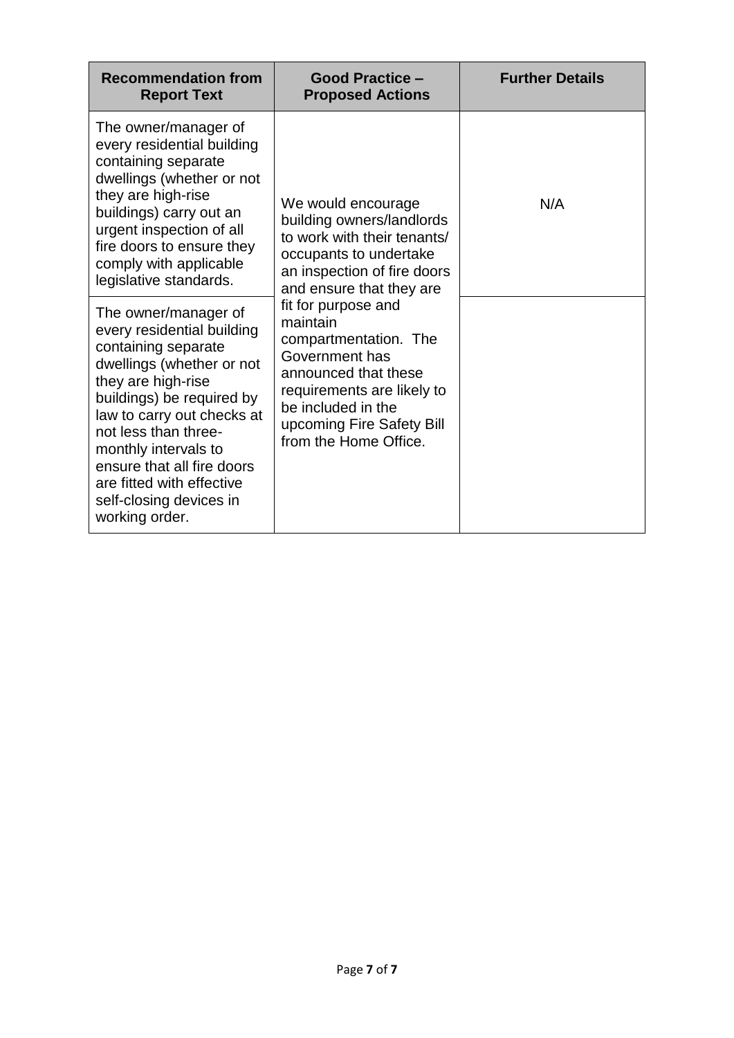| Recommendation from Report Text | Good Practice – Proposed Actions | Further Details |
| --- | --- | --- |
| The owner/manager of every residential building containing separate dwellings (whether or not they are high-rise buildings) carry out an urgent inspection of all fire doors to ensure they comply with applicable legislative standards. | We would encourage building owners/landlords to work with their tenants/ occupants to undertake an inspection of fire doors and ensure that they are fit for purpose and maintain compartmentation. The Government has announced that these requirements are likely to be included in the upcoming Fire Safety Bill from the Home Office. | N/A |
| The owner/manager of every residential building containing separate dwellings (whether or not they are high-rise buildings) be required by law to carry out checks at not less than three-monthly intervals to ensure that all fire doors are fitted with effective self-closing devices in working order. | | |